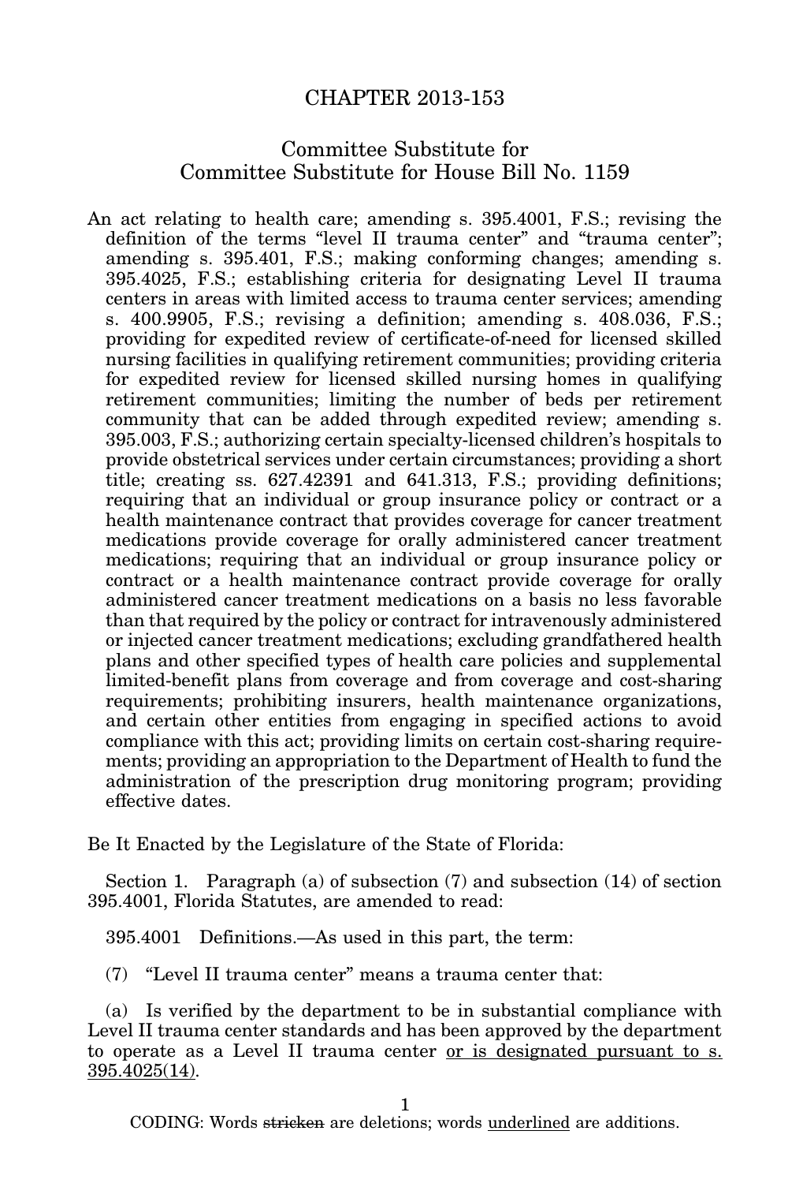# CHAPTER 2013-153

## Committee Substitute for Committee Substitute for House Bill No. 1159

An act relating to health care; amending s. 395.4001, F.S.; revising the definition of the terms "level II trauma center" and "trauma center"; amending s. 395.401, F.S.; making conforming changes; amending s. 395.4025, F.S.; establishing criteria for designating Level II trauma centers in areas with limited access to trauma center services; amending s. 400.9905, F.S.; revising a definition; amending s. 408.036, F.S.; providing for expedited review of certificate-of-need for licensed skilled nursing facilities in qualifying retirement communities; providing criteria for expedited review for licensed skilled nursing homes in qualifying retirement communities; limiting the number of beds per retirement community that can be added through expedited review; amending s. 395.003, F.S.; authorizing certain specialty-licensed children's hospitals to provide obstetrical services under certain circumstances; providing a short title; creating ss. 627.42391 and 641.313, F.S.; providing definitions; requiring that an individual or group insurance policy or contract or a health maintenance contract that provides coverage for cancer treatment medications provide coverage for orally administered cancer treatment medications; requiring that an individual or group insurance policy or contract or a health maintenance contract provide coverage for orally administered cancer treatment medications on a basis no less favorable than that required by the policy or contract for intravenously administered or injected cancer treatment medications; excluding grandfathered health plans and other specified types of health care policies and supplemental limited-benefit plans from coverage and from coverage and cost-sharing requirements; prohibiting insurers, health maintenance organizations, and certain other entities from engaging in specified actions to avoid compliance with this act; providing limits on certain cost-sharing requirements; providing an appropriation to the Department of Health to fund the administration of the prescription drug monitoring program; providing effective dates.

Be It Enacted by the Legislature of the State of Florida:

Section 1. Paragraph (a) of subsection (7) and subsection (14) of section 395.4001, Florida Statutes, are amended to read:

395.4001 Definitions.—As used in this part, the term:

(7) "Level II trauma center" means a trauma center that:

(a) Is verified by the department to be in substantial compliance with Level II trauma center standards and has been approved by the department to operate as a Level II trauma center <u>or is designated pursuant to s. 395.4025(14)</u>.

CODING: Words ~~stricken~~ are deletions; words <u>underlined</u> are additions.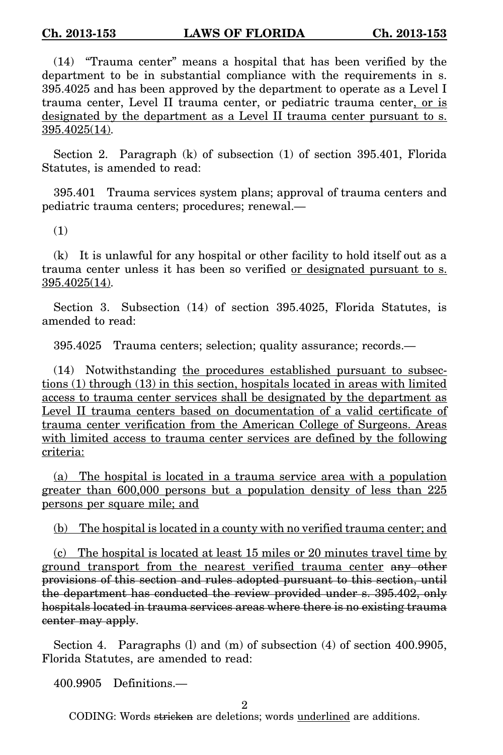(14) "Trauma center" means a hospital that has been verified by the department to be in substantial compliance with the requirements in s. 395.4025 and has been approved by the department to operate as a Level I trauma center, Level II trauma center, or pediatric trauma center<u>, or is designated by the department as a Level II trauma center pursuant to s. 395.4025(14)</u>.

Section 2. Paragraph (k) of subsection (1) of section 395.401, Florida Statutes, is amended to read:

395.401 Trauma services system plans; approval of trauma centers and pediatric trauma centers; procedures; renewal.—

(1)

(k) It is unlawful for any hospital or other facility to hold itself out as a trauma center unless it has been so verified <u>or designated pursuant to s. 395.4025(14)</u>.

Section 3. Subsection (14) of section 395.4025, Florida Statutes, is amended to read:

395.4025 Trauma centers; selection; quality assurance; records.—

(14) Notwithstanding <u>the procedures established pursuant to subsections (1) through (13) in this section, hospitals located in areas with limited access to trauma center services shall be designated by the department as Level II trauma centers based on documentation of a valid certificate of trauma center verification from the American College of Surgeons. Areas with limited access to trauma center services are defined by the following criteria:</u>

<u>(a) The hospital is located in a trauma service area with a population greater than 600,000 persons but a population density of less than 225 persons per square mile; and</u>

<u>(b) The hospital is located in a county with no verified trauma center; and</u>

<u>(c) The hospital is located at least 15 miles or 20 minutes travel time by ground transport from the nearest verified trauma center</u> ~~any other provisions of this section and rules adopted pursuant to this section, until the department has conducted the review provided under s. 395.402, only hospitals located in trauma services areas where there is no existing trauma center may apply~~.

Section 4. Paragraphs (l) and (m) of subsection (4) of section 400.9905, Florida Statutes, are amended to read:

400.9905 Definitions.—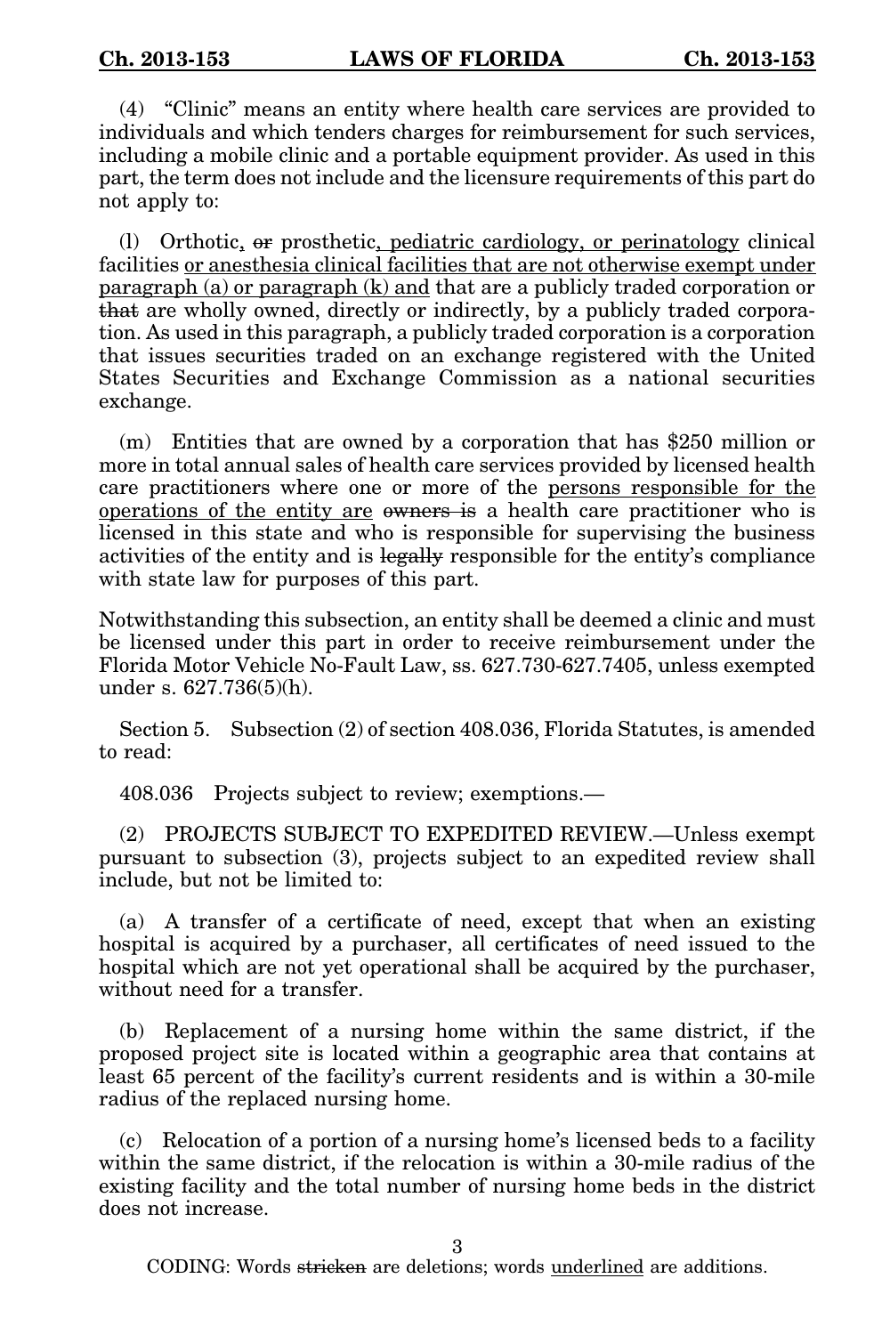(4) "Clinic" means an entity where health care services are provided to individuals and which tenders charges for reimbursement for such services, including a mobile clinic and a portable equipment provider. As used in this part, the term does not include and the licensure requirements of this part do not apply to:

(l) Orthotic, ~~or~~ prosthetic<u>, pediatric cardiology, or perinatology</u> clinical facilities <u>or anesthesia clinical facilities that are not otherwise exempt under paragraph (a) or paragraph (k) and</u> that are a publicly traded corporation or ~~that~~ are wholly owned, directly or indirectly, by a publicly traded corporation. As used in this paragraph, a publicly traded corporation is a corporation that issues securities traded on an exchange registered with the United States Securities and Exchange Commission as a national securities exchange.

(m) Entities that are owned by a corporation that has $250 million or more in total annual sales of health care services provided by licensed health care practitioners where one or more of the <u>persons responsible for the operations of the entity are</u> ~~owners is~~ a health care practitioner who is licensed in this state and who is responsible for supervising the business activities of the entity and is ~~legally~~ responsible for the entity's compliance with state law for purposes of this part.

Notwithstanding this subsection, an entity shall be deemed a clinic and must be licensed under this part in order to receive reimbursement under the Florida Motor Vehicle No-Fault Law, ss. 627.730-627.7405, unless exempted under s. 627.736(5)(h).

Section 5. Subsection (2) of section 408.036, Florida Statutes, is amended to read:

408.036 Projects subject to review; exemptions.—

(2) PROJECTS SUBJECT TO EXPEDITED REVIEW.—Unless exempt pursuant to subsection (3), projects subject to an expedited review shall include, but not be limited to:

(a) A transfer of a certificate of need, except that when an existing hospital is acquired by a purchaser, all certificates of need issued to the hospital which are not yet operational shall be acquired by the purchaser, without need for a transfer.

(b) Replacement of a nursing home within the same district, if the proposed project site is located within a geographic area that contains at least 65 percent of the facility's current residents and is within a 30-mile radius of the replaced nursing home.

(c) Relocation of a portion of a nursing home's licensed beds to a facility within the same district, if the relocation is within a 30-mile radius of the existing facility and the total number of nursing home beds in the district does not increase.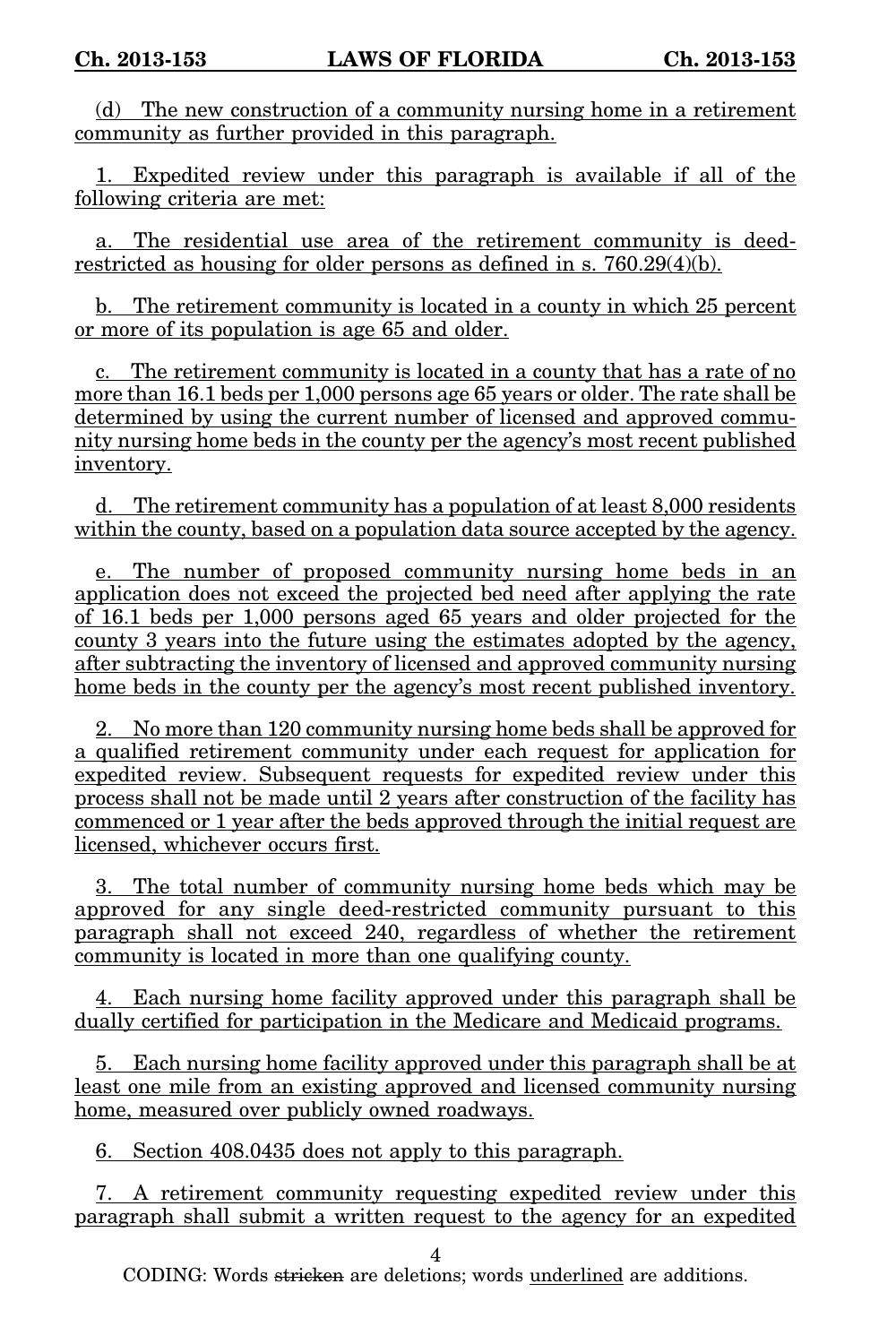(d) The new construction of a community nursing home in a retirement community as further provided in this paragraph.

1. Expedited review under this paragraph is available if all of the following criteria are met:

a. The residential use area of the retirement community is deed-restricted as housing for older persons as defined in s. 760.29(4)(b).

b. The retirement community is located in a county in which 25 percent or more of its population is age 65 and older.

c. The retirement community is located in a county that has a rate of no more than 16.1 beds per 1,000 persons age 65 years or older. The rate shall be determined by using the current number of licensed and approved community nursing home beds in the county per the agency's most recent published inventory.

d. The retirement community has a population of at least 8,000 residents within the county, based on a population data source accepted by the agency.

e. The number of proposed community nursing home beds in an application does not exceed the projected bed need after applying the rate of 16.1 beds per 1,000 persons aged 65 years and older projected for the county 3 years into the future using the estimates adopted by the agency, after subtracting the inventory of licensed and approved community nursing home beds in the county per the agency's most recent published inventory.

2. No more than 120 community nursing home beds shall be approved for a qualified retirement community under each request for application for expedited review. Subsequent requests for expedited review under this process shall not be made until 2 years after construction of the facility has commenced or 1 year after the beds approved through the initial request are licensed, whichever occurs first.

3. The total number of community nursing home beds which may be approved for any single deed-restricted community pursuant to this paragraph shall not exceed 240, regardless of whether the retirement community is located in more than one qualifying county.

4. Each nursing home facility approved under this paragraph shall be dually certified for participation in the Medicare and Medicaid programs.

5. Each nursing home facility approved under this paragraph shall be at least one mile from an existing approved and licensed community nursing home, measured over publicly owned roadways.

6. Section 408.0435 does not apply to this paragraph.

7. A retirement community requesting expedited review under this paragraph shall submit a written request to the agency for an expedited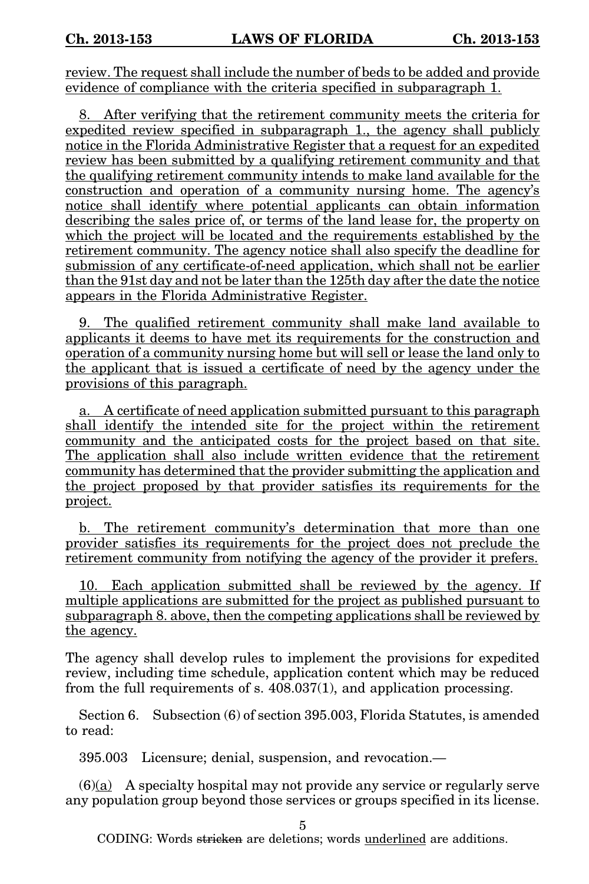review. The request shall include the number of beds to be added and provide evidence of compliance with the criteria specified in subparagraph 1.

8. After verifying that the retirement community meets the criteria for expedited review specified in subparagraph 1., the agency shall publicly notice in the Florida Administrative Register that a request for an expedited review has been submitted by a qualifying retirement community and that the qualifying retirement community intends to make land available for the construction and operation of a community nursing home. The agency's notice shall identify where potential applicants can obtain information describing the sales price of, or terms of the land lease for, the property on which the project will be located and the requirements established by the retirement community. The agency notice shall also specify the deadline for submission of any certificate-of-need application, which shall not be earlier than the 91st day and not be later than the 125th day after the date the notice appears in the Florida Administrative Register.

9. The qualified retirement community shall make land available to applicants it deems to have met its requirements for the construction and operation of a community nursing home but will sell or lease the land only to the applicant that is issued a certificate of need by the agency under the provisions of this paragraph.

a. A certificate of need application submitted pursuant to this paragraph shall identify the intended site for the project within the retirement community and the anticipated costs for the project based on that site. The application shall also include written evidence that the retirement community has determined that the provider submitting the application and the project proposed by that provider satisfies its requirements for the project.

b. The retirement community's determination that more than one provider satisfies its requirements for the project does not preclude the retirement community from notifying the agency of the provider it prefers.

10. Each application submitted shall be reviewed by the agency. If multiple applications are submitted for the project as published pursuant to subparagraph 8. above, then the competing applications shall be reviewed by the agency.

The agency shall develop rules to implement the provisions for expedited review, including time schedule, application content which may be reduced from the full requirements of s. 408.037(1), and application processing.

Section 6. Subsection (6) of section 395.003, Florida Statutes, is amended to read:

395.003 Licensure; denial, suspension, and revocation.—

(6)(a) A specialty hospital may not provide any service or regularly serve any population group beyond those services or groups specified in its license.

CODING: Words ~~stricken~~ are deletions; words underlined are additions.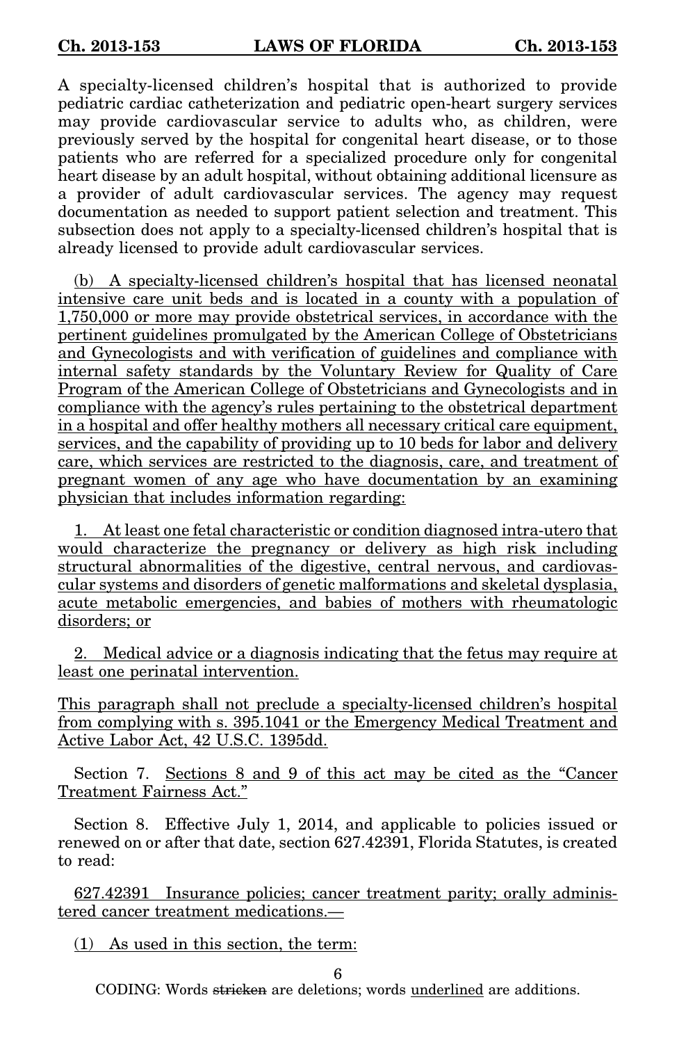A specialty-licensed children's hospital that is authorized to provide pediatric cardiac catheterization and pediatric open-heart surgery services may provide cardiovascular service to adults who, as children, were previously served by the hospital for congenital heart disease, or to those patients who are referred for a specialized procedure only for congenital heart disease by an adult hospital, without obtaining additional licensure as a provider of adult cardiovascular services. The agency may request documentation as needed to support patient selection and treatment. This subsection does not apply to a specialty-licensed children's hospital that is already licensed to provide adult cardiovascular services.

<u>(b) A specialty-licensed children's hospital that has licensed neonatal intensive care unit beds and is located in a county with a population of 1,750,000 or more may provide obstetrical services, in accordance with the pertinent guidelines promulgated by the American College of Obstetricians and Gynecologists and with verification of guidelines and compliance with internal safety standards by the Voluntary Review for Quality of Care Program of the American College of Obstetricians and Gynecologists and in compliance with the agency's rules pertaining to the obstetrical department in a hospital and offer healthy mothers all necessary critical care equipment, services, and the capability of providing up to 10 beds for labor and delivery care, which services are restricted to the diagnosis, care, and treatment of pregnant women of any age who have documentation by an examining physician that includes information regarding:</u>

<u>1. At least one fetal characteristic or condition diagnosed intra-utero that would characterize the pregnancy or delivery as high risk including structural abnormalities of the digestive, central nervous, and cardiovascular systems and disorders of genetic malformations and skeletal dysplasia, acute metabolic emergencies, and babies of mothers with rheumatologic disorders; or</u>

<u>2. Medical advice or a diagnosis indicating that the fetus may require at least one perinatal intervention.</u>

<u>This paragraph shall not preclude a specialty-licensed children's hospital from complying with s. 395.1041 or the Emergency Medical Treatment and Active Labor Act, 42 U.S.C. 1395dd.</u>

Section 7. <u>Sections 8 and 9 of this act may be cited as the "Cancer Treatment Fairness Act."</u>

Section 8. Effective July 1, 2014, and applicable to policies issued or renewed on or after that date, section 627.42391, Florida Statutes, is created to read:

<u>627.42391 Insurance policies; cancer treatment parity; orally administered cancer treatment medications.—</u>

<u>(1) As used in this section, the term:</u>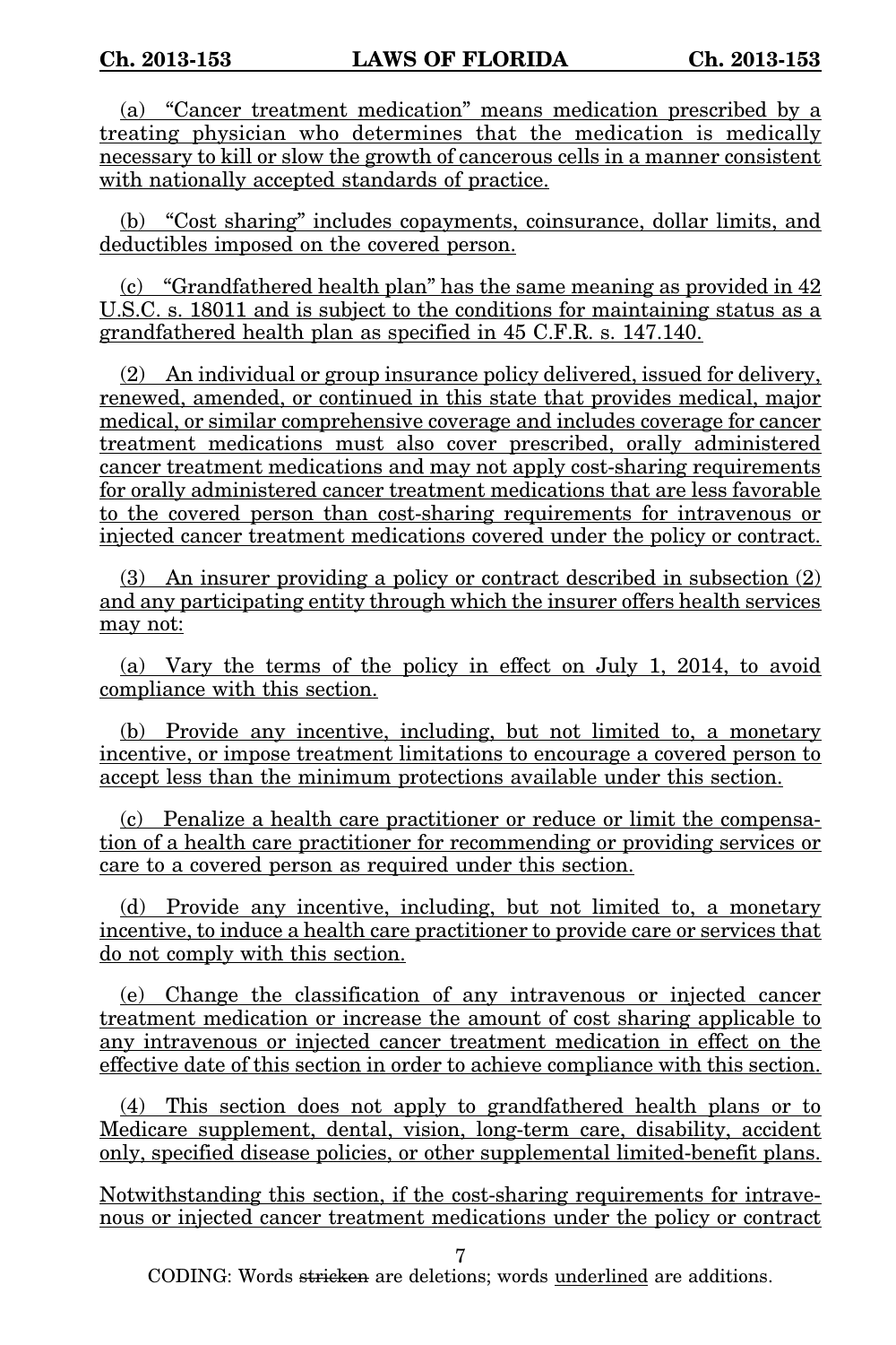(a) "Cancer treatment medication" means medication prescribed by a treating physician who determines that the medication is medically necessary to kill or slow the growth of cancerous cells in a manner consistent with nationally accepted standards of practice.

(b) "Cost sharing" includes copayments, coinsurance, dollar limits, and deductibles imposed on the covered person.

(c) "Grandfathered health plan" has the same meaning as provided in 42 U.S.C. s. 18011 and is subject to the conditions for maintaining status as a grandfathered health plan as specified in 45 C.F.R. s. 147.140.

(2) An individual or group insurance policy delivered, issued for delivery, renewed, amended, or continued in this state that provides medical, major medical, or similar comprehensive coverage and includes coverage for cancer treatment medications must also cover prescribed, orally administered cancer treatment medications and may not apply cost-sharing requirements for orally administered cancer treatment medications that are less favorable to the covered person than cost-sharing requirements for intravenous or injected cancer treatment medications covered under the policy or contract.

(3) An insurer providing a policy or contract described in subsection (2) and any participating entity through which the insurer offers health services may not:

(a) Vary the terms of the policy in effect on July 1, 2014, to avoid compliance with this section.

(b) Provide any incentive, including, but not limited to, a monetary incentive, or impose treatment limitations to encourage a covered person to accept less than the minimum protections available under this section.

(c) Penalize a health care practitioner or reduce or limit the compensation of a health care practitioner for recommending or providing services or care to a covered person as required under this section.

(d) Provide any incentive, including, but not limited to, a monetary incentive, to induce a health care practitioner to provide care or services that do not comply with this section.

(e) Change the classification of any intravenous or injected cancer treatment medication or increase the amount of cost sharing applicable to any intravenous or injected cancer treatment medication in effect on the effective date of this section in order to achieve compliance with this section.

(4) This section does not apply to grandfathered health plans or to Medicare supplement, dental, vision, long-term care, disability, accident only, specified disease policies, or other supplemental limited-benefit plans.

Notwithstanding this section, if the cost-sharing requirements for intravenous or injected cancer treatment medications under the policy or contract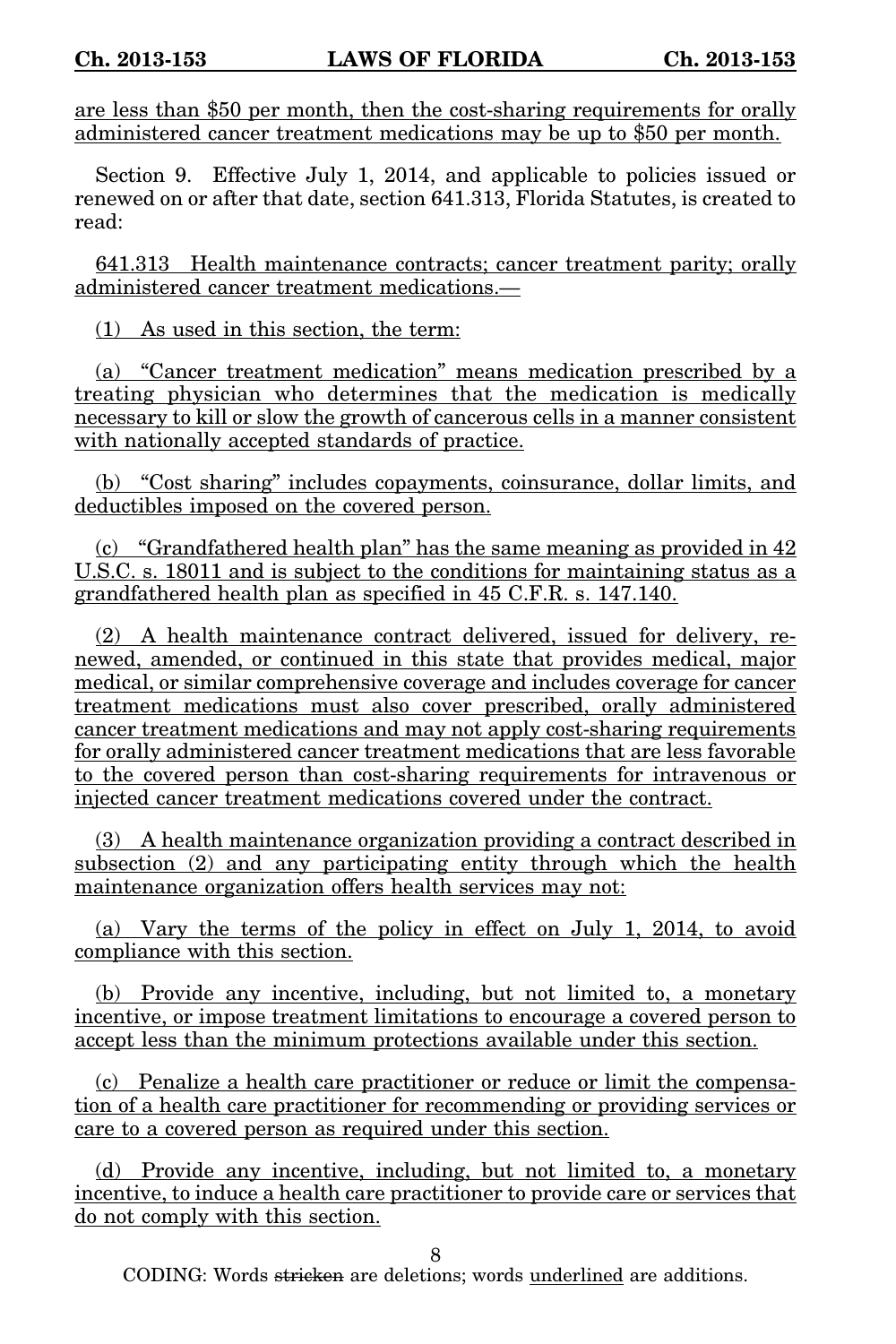are less than $50 per month, then the cost-sharing requirements for orally administered cancer treatment medications may be up to $50 per month.

Section 9. Effective July 1, 2014, and applicable to policies issued or renewed on or after that date, section 641.313, Florida Statutes, is created to read:

641.313 Health maintenance contracts; cancer treatment parity; orally administered cancer treatment medications.—

(1) As used in this section, the term:

(a) "Cancer treatment medication" means medication prescribed by a treating physician who determines that the medication is medically necessary to kill or slow the growth of cancerous cells in a manner consistent with nationally accepted standards of practice.

(b) "Cost sharing" includes copayments, coinsurance, dollar limits, and deductibles imposed on the covered person.

(c) "Grandfathered health plan" has the same meaning as provided in 42 U.S.C. s. 18011 and is subject to the conditions for maintaining status as a grandfathered health plan as specified in 45 C.F.R. s. 147.140.

(2) A health maintenance contract delivered, issued for delivery, renewed, amended, or continued in this state that provides medical, major medical, or similar comprehensive coverage and includes coverage for cancer treatment medications must also cover prescribed, orally administered cancer treatment medications and may not apply cost-sharing requirements for orally administered cancer treatment medications that are less favorable to the covered person than cost-sharing requirements for intravenous or injected cancer treatment medications covered under the contract.

(3) A health maintenance organization providing a contract described in subsection (2) and any participating entity through which the health maintenance organization offers health services may not:

(a) Vary the terms of the policy in effect on July 1, 2014, to avoid compliance with this section.

(b) Provide any incentive, including, but not limited to, a monetary incentive, or impose treatment limitations to encourage a covered person to accept less than the minimum protections available under this section.

(c) Penalize a health care practitioner or reduce or limit the compensation of a health care practitioner for recommending or providing services or care to a covered person as required under this section.

(d) Provide any incentive, including, but not limited to, a monetary incentive, to induce a health care practitioner to provide care or services that do not comply with this section.

CODING: Words ~~stricken~~ are deletions; words underlined are additions.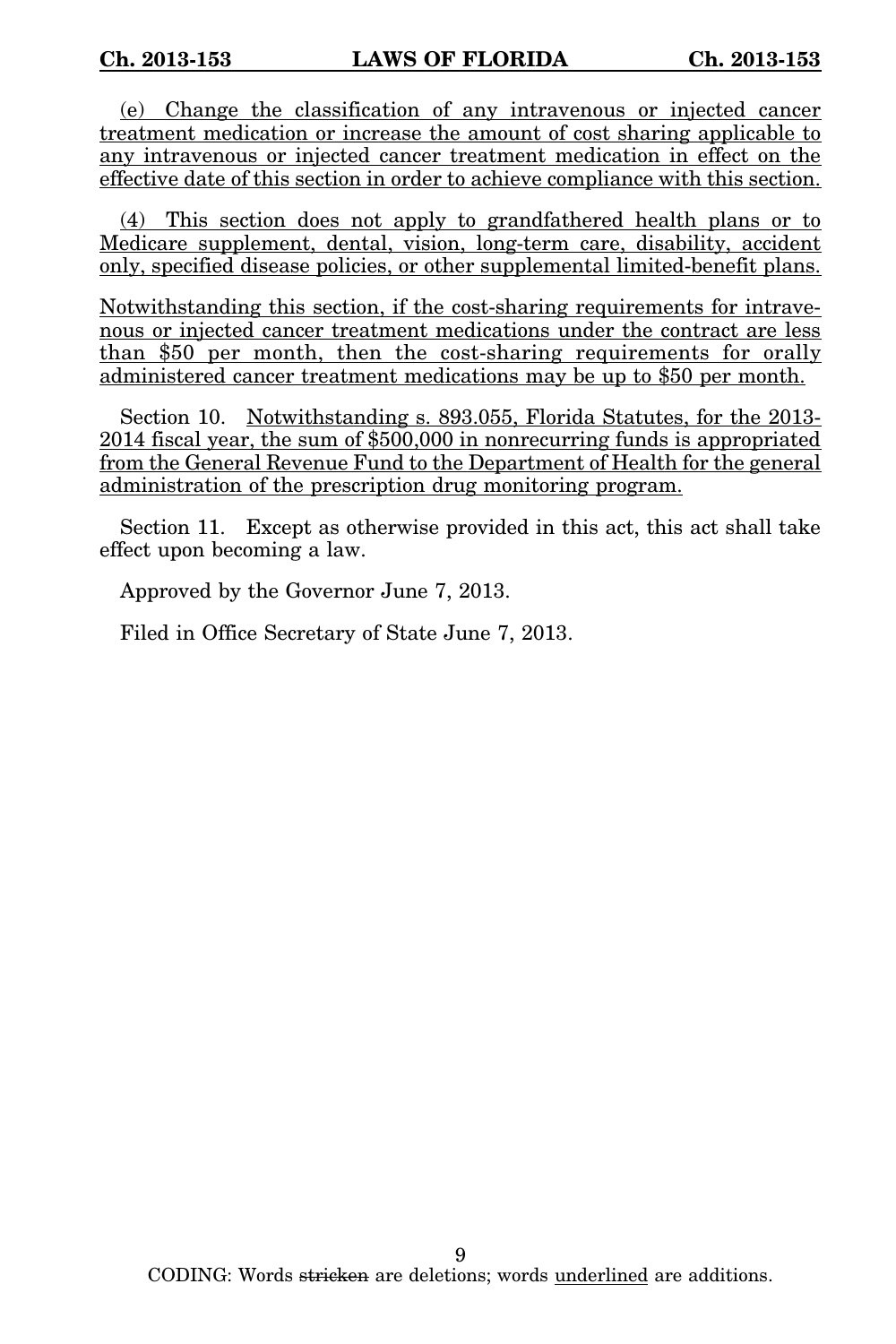(e) Change the classification of any intravenous or injected cancer treatment medication or increase the amount of cost sharing applicable to any intravenous or injected cancer treatment medication in effect on the effective date of this section in order to achieve compliance with this section.

(4) This section does not apply to grandfathered health plans or to Medicare supplement, dental, vision, long-term care, disability, accident only, specified disease policies, or other supplemental limited-benefit plans.

Notwithstanding this section, if the cost-sharing requirements for intravenous or injected cancer treatment medications under the contract are less than $50 per month, then the cost-sharing requirements for orally administered cancer treatment medications may be up to $50 per month.

Section 10. Notwithstanding s. 893.055, Florida Statutes, for the 2013-2014 fiscal year, the sum of $500,000 in nonrecurring funds is appropriated from the General Revenue Fund to the Department of Health for the general administration of the prescription drug monitoring program.

Section 11. Except as otherwise provided in this act, this act shall take effect upon becoming a law.

Approved by the Governor June 7, 2013.

Filed in Office Secretary of State June 7, 2013.

CODING: Words ~~stricken~~ are deletions; words underlined are additions.